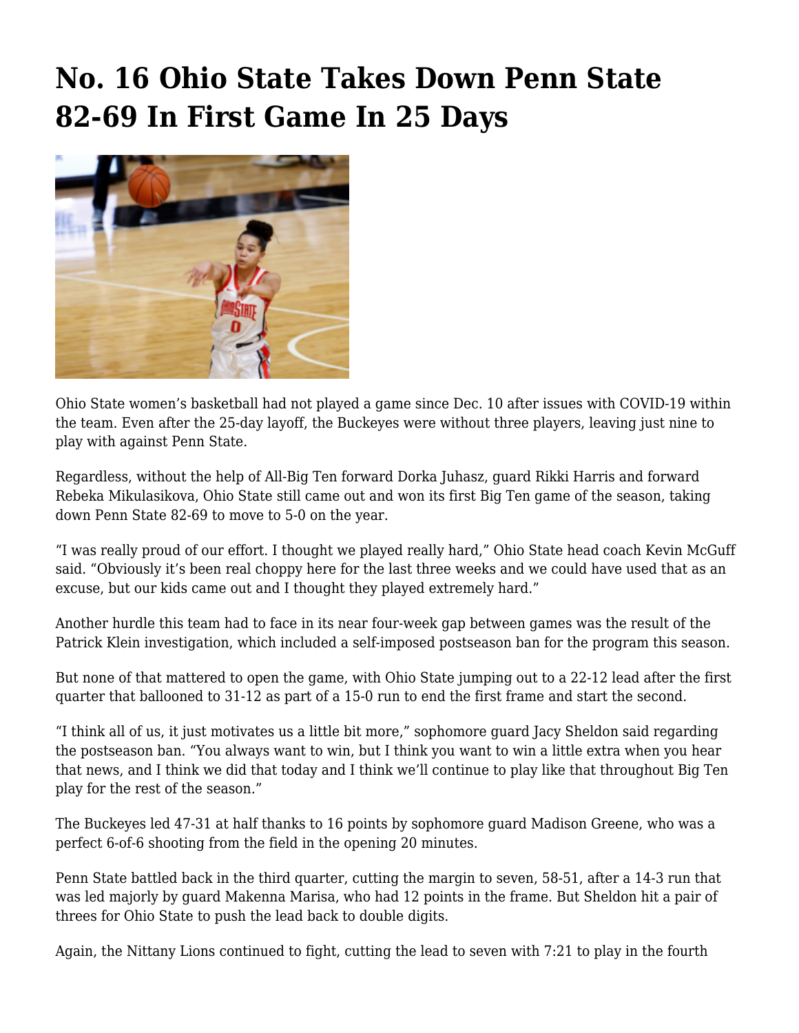# No. 16 Ohio State Takes Down Penn State 82-69 In First Game In 25 Days

Ohio State women's basketball had not played a game since Dec. 10 after issues with COVID-19 within the team. Even after the 25-day layoff, the Buckeyes were without three players, leaving just nine to play with against Penn State.

Regardless, without the help of All-Big Ten forward Dorka Juhasz, guard Rikki Harris and forward Rebeka Mikulasikova, Ohio State still came out and won its first Big Ten game of the season, taking down Penn State 82-69 to move to 5-0 on the year.

"I was really proud of our effort. I thought we played really hard," Ohio State head coach Kevin McGuff said. "Obviously it's been real choppy here for the last three weeks and we could have used that as an excuse, but our kids came out and I thought they played extremely hard."

Another hurdle this team had to face in its near four-week gap between games was the result of the Patrick Klein investigation, which included a self-imposed postseason ban for the program this season.

But none of that mattered to open the game, with Ohio State jumping out to a 22-12 lead after the first quarter that ballooned to 31-12 as part of a 15-0 run to end the first frame and start the second.

"I think all of us, it just motivates us a little bit more," sophomore guard Jacy Sheldon said regarding the postseason ban. "You always want to win, but I think you want to win a little extra when you hear that news, and I think we did that today and I think we'll continue to play like that throughout Big Ten play for the rest of the season."

The Buckeyes led 47-31 at half thanks to 16 points by sophomore guard Madison Greene, who was a perfect 6-of-6 shooting from the field in the opening 20 minutes.

Penn State battled back in the third quarter, cutting the margin to seven, 58-51, after a 14-3 run that was led majorly by guard Makenna Marisa, who had 12 points in the frame. But Sheldon hit a pair of threes for Ohio State to push the lead back to double digits.

Again, the Nittany Lions continued to fight, cutting the lead to seven with 7:21 to play in the fourth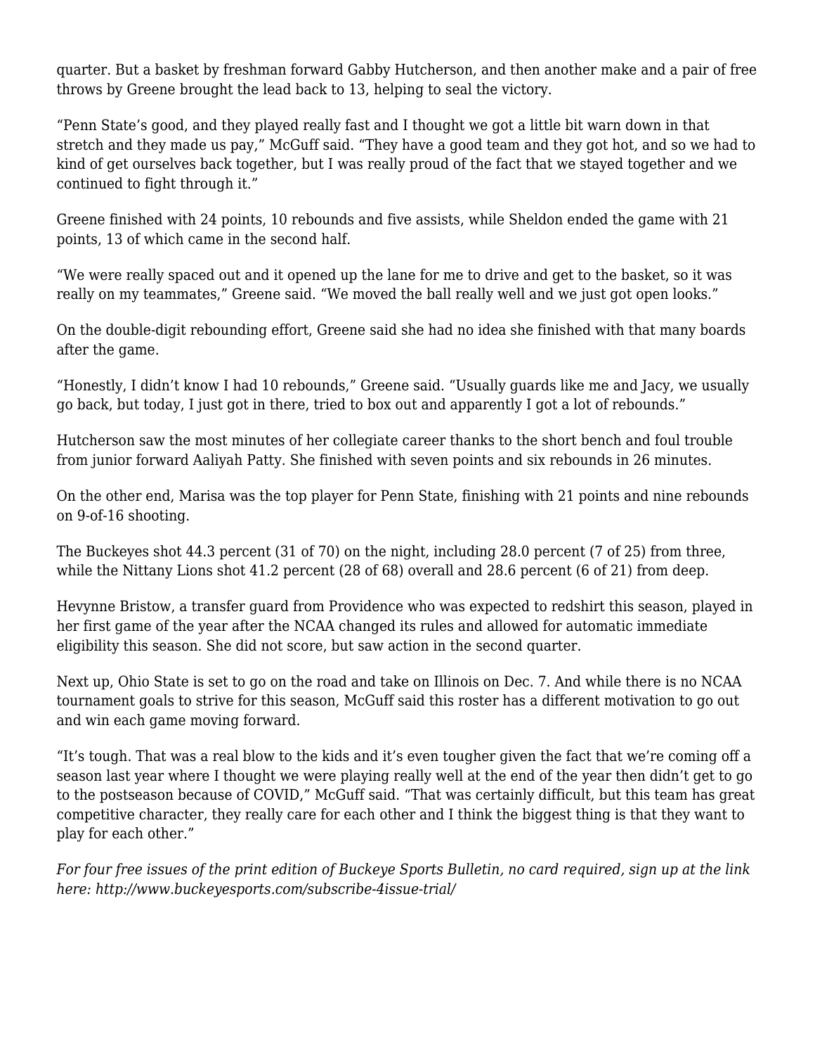quarter. But a basket by freshman forward Gabby Hutcherson, and then another make and a pair of free throws by Greene brought the lead back to 13, helping to seal the victory.

"Penn State's good, and they played really fast and I thought we got a little bit warn down in that stretch and they made us pay," McGuff said. "They have a good team and they got hot, and so we had to kind of get ourselves back together, but I was really proud of the fact that we stayed together and we continued to fight through it."

Greene finished with 24 points, 10 rebounds and five assists, while Sheldon ended the game with 21 points, 13 of which came in the second half.

"We were really spaced out and it opened up the lane for me to drive and get to the basket, so it was really on my teammates," Greene said. "We moved the ball really well and we just got open looks."

On the double-digit rebounding effort, Greene said she had no idea she finished with that many boards after the game.

"Honestly, I didn't know I had 10 rebounds," Greene said. "Usually guards like me and Jacy, we usually go back, but today, I just got in there, tried to box out and apparently I got a lot of rebounds."

Hutcherson saw the most minutes of her collegiate career thanks to the short bench and foul trouble from junior forward Aaliyah Patty. She finished with seven points and six rebounds in 26 minutes.

On the other end, Marisa was the top player for Penn State, finishing with 21 points and nine rebounds on 9-of-16 shooting.

The Buckeyes shot 44.3 percent (31 of 70) on the night, including 28.0 percent (7 of 25) from three, while the Nittany Lions shot 41.2 percent (28 of 68) overall and 28.6 percent (6 of 21) from deep.

Hevynne Bristow, a transfer guard from Providence who was expected to redshirt this season, played in her first game of the year after the NCAA changed its rules and allowed for automatic immediate eligibility this season. She did not score, but saw action in the second quarter.

Next up, Ohio State is set to go on the road and take on Illinois on Dec. 7. And while there is no NCAA tournament goals to strive for this season, McGuff said this roster has a different motivation to go out and win each game moving forward.

"It's tough. That was a real blow to the kids and it's even tougher given the fact that we're coming off a season last year where I thought we were playing really well at the end of the year then didn't get to go to the postseason because of COVID," McGuff said. "That was certainly difficult, but this team has great competitive character, they really care for each other and I think the biggest thing is that they want to play for each other."

*For four free issues of the print edition of Buckeye Sports Bulletin, no card required, sign up at the link here: http://www.buckeyesports.com/subscribe-4issue-trial/*